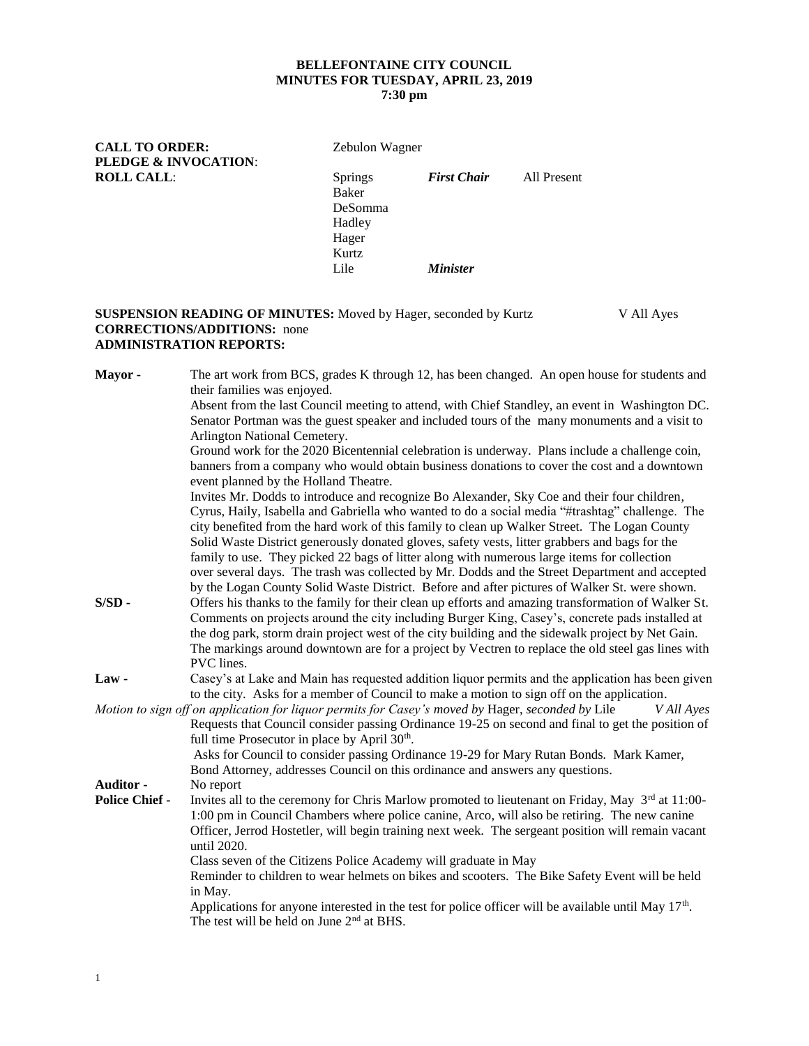**BELLEFONTAINE CITY COUNCIL**
**MINUTES FOR TUESDAY, APRIL 23, 2019**
**7:30 pm**

**CALL TO ORDER:** Zebulon Wagner

**PLEDGE & INVOCATION**:

**ROLL CALL**:

| | | |
|---|---|---|
| Springs | ***First Chair*** | All Present |
| Baker | | |
| DeSomma | | |
| Hadley | | |
| Hager | | |
| Kurtz | | |
| Lile | ***Minister*** | |

**SUSPENSION READING OF MINUTES:** Moved by Hager, seconded by Kurtz V All Ayes
**CORRECTIONS/ADDITIONS:** none
**ADMINISTRATION REPORTS:**

**Mayor -** The art work from BCS, grades K through 12, has been changed. An open house for students and their families was enjoyed.
Absent from the last Council meeting to attend, with Chief Standley, an event in Washington DC. Senator Portman was the guest speaker and included tours of the many monuments and a visit to Arlington National Cemetery.
Ground work for the 2020 Bicentennial celebration is underway. Plans include a challenge coin, banners from a company who would obtain business donations to cover the cost and a downtown event planned by the Holland Theatre.
Invites Mr. Dodds to introduce and recognize Bo Alexander, Sky Coe and their four children, Cyrus, Haily, Isabella and Gabriella who wanted to do a social media "#trashtag" challenge. The city benefited from the hard work of this family to clean up Walker Street. The Logan County Solid Waste District generously donated gloves, safety vests, litter grabbers and bags for the family to use. They picked 22 bags of litter along with numerous large items for collection over several days. The trash was collected by Mr. Dodds and the Street Department and accepted by the Logan County Solid Waste District. Before and after pictures of Walker St. were shown.

**S/SD -** Offers his thanks to the family for their clean up efforts and amazing transformation of Walker St. Comments on projects around the city including Burger King, Casey's, concrete pads installed at the dog park, storm drain project west of the city building and the sidewalk project by Net Gain. The markings around downtown are for a project by Vectren to replace the old steel gas lines with PVC lines.

**Law -** Casey's at Lake and Main has requested addition liquor permits and the application has been given to the city. Asks for a member of Council to make a motion to sign off on the application.

*Motion to sign off on application for liquor permits for Casey's moved by* Hager, *seconded by* Lile *V All Ayes*

Requests that Council consider passing Ordinance 19-25 on second and final to get the position of full time Prosecutor in place by April 30th.
Asks for Council to consider passing Ordinance 19-29 for Mary Rutan Bonds. Mark Kamer, Bond Attorney, addresses Council on this ordinance and answers any questions.

**Auditor -** No report

**Police Chief -** Invites all to the ceremony for Chris Marlow promoted to lieutenant on Friday, May 3rd at 11:00-1:00 pm in Council Chambers where police canine, Arco, will also be retiring. The new canine Officer, Jerrod Hostetler, will begin training next week. The sergeant position will remain vacant until 2020.
Class seven of the Citizens Police Academy will graduate in May
Reminder to children to wear helmets on bikes and scooters. The Bike Safety Event will be held in May.
Applications for anyone interested in the test for police officer will be available until May 17th. The test will be held on June 2nd at BHS.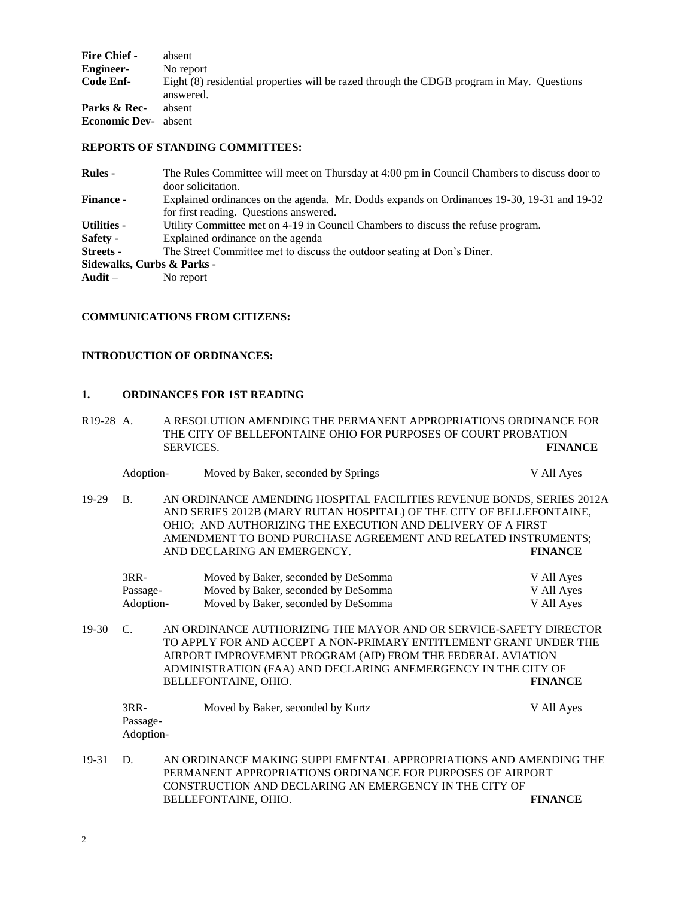**Fire Chief -** absent
**Engineer-** No report
**Code Enf-** Eight (8) residential properties will be razed through the CDGB program in May. Questions answered.
**Parks & Rec-** absent
**Economic Dev-** absent

**REPORTS OF STANDING COMMITTEES:**

**Rules -** The Rules Committee will meet on Thursday at 4:00 pm in Council Chambers to discuss door to door solicitation.
**Finance -** Explained ordinances on the agenda. Mr. Dodds expands on Ordinances 19-30, 19-31 and 19-32 for first reading. Questions answered.
**Utilities -** Utility Committee met on 4-19 in Council Chambers to discuss the refuse program.
**Safety -** Explained ordinance on the agenda
**Streets -** The Street Committee met to discuss the outdoor seating at Don's Diner.
**Sidewalks, Curbs & Parks -**
**Audit –** No report

**COMMUNICATIONS FROM CITIZENS:**

**INTRODUCTION OF ORDINANCES:**

**1. ORDINANCES FOR 1ST READING**

R19-28 A. A RESOLUTION AMENDING THE PERMANENT APPROPRIATIONS ORDINANCE FOR THE CITY OF BELLEFONTAINE OHIO FOR PURPOSES OF COURT PROBATION SERVICES. **FINANCE**

| | | |
|---|---|---|
| Adoption- | Moved by Baker, seconded by Springs | V All Ayes |

19-29 B. AN ORDINANCE AMENDING HOSPITAL FACILITIES REVENUE BONDS, SERIES 2012A AND SERIES 2012B (MARY RUTAN HOSPITAL) OF THE CITY OF BELLEFONTAINE, OHIO; AND AUTHORIZING THE EXECUTION AND DELIVERY OF A FIRST AMENDMENT TO BOND PURCHASE AGREEMENT AND RELATED INSTRUMENTS; AND DECLARING AN EMERGENCY. **FINANCE**

| | | |
|---|---|---|
| 3RR- | Moved by Baker, seconded by DeSomma | V All Ayes |
| Passage- | Moved by Baker, seconded by DeSomma | V All Ayes |
| Adoption- | Moved by Baker, seconded by DeSomma | V All Ayes |

19-30 C. AN ORDINANCE AUTHORIZING THE MAYOR AND OR SERVICE-SAFETY DIRECTOR TO APPLY FOR AND ACCEPT A NON-PRIMARY ENTITLEMENT GRANT UNDER THE AIRPORT IMPROVEMENT PROGRAM (AIP) FROM THE FEDERAL AVIATION ADMINISTRATION (FAA) AND DECLARING ANEMERGENCY IN THE CITY OF BELLEFONTAINE, OHIO. **FINANCE**

| | | |
|---|---|---|
| 3RR- | Moved by Baker, seconded by Kurtz | V All Ayes |
| Passage- | | |
| Adoption- | | |

19-31 D. AN ORDINANCE MAKING SUPPLEMENTAL APPROPRIATIONS AND AMENDING THE PERMANENT APPROPRIATIONS ORDINANCE FOR PURPOSES OF AIRPORT CONSTRUCTION AND DECLARING AN EMERGENCY IN THE CITY OF BELLEFONTAINE, OHIO. **FINANCE**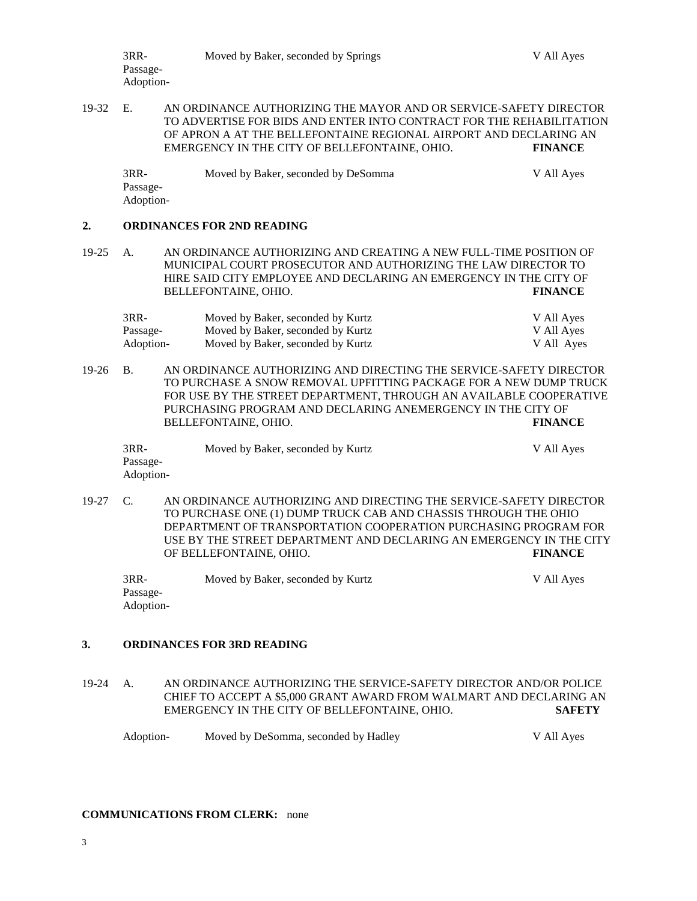| | | |
|---|---|---|
| 3RR- | Moved by Baker, seconded by Springs | V All Ayes |
| Passage- | | |
| Adoption- | | |

19-32 E. AN ORDINANCE AUTHORIZING THE MAYOR AND OR SERVICE-SAFETY DIRECTOR TO ADVERTISE FOR BIDS AND ENTER INTO CONTRACT FOR THE REHABILITATION OF APRON A AT THE BELLEFONTAINE REGIONAL AIRPORT AND DECLARING AN EMERGENCY IN THE CITY OF BELLEFONTAINE, OHIO. **FINANCE**

| | | |
|---|---|---|
| 3RR- | Moved by Baker, seconded by DeSomma | V All Ayes |
| Passage- | | |
| Adoption- | | |

## 2. ORDINANCES FOR 2ND READING

19-25 A. AN ORDINANCE AUTHORIZING AND CREATING A NEW FULL-TIME POSITION OF MUNICIPAL COURT PROSECUTOR AND AUTHORIZING THE LAW DIRECTOR TO HIRE SAID CITY EMPLOYEE AND DECLARING AN EMERGENCY IN THE CITY OF BELLEFONTAINE, OHIO. **FINANCE**

| | | |
|---|---|---|
| 3RR- | Moved by Baker, seconded by Kurtz | V All Ayes |
| Passage- | Moved by Baker, seconded by Kurtz | V All Ayes |
| Adoption- | Moved by Baker, seconded by Kurtz | V All Ayes |

19-26 B. AN ORDINANCE AUTHORIZING AND DIRECTING THE SERVICE-SAFETY DIRECTOR TO PURCHASE A SNOW REMOVAL UPFITTING PACKAGE FOR A NEW DUMP TRUCK FOR USE BY THE STREET DEPARTMENT, THROUGH AN AVAILABLE COOPERATIVE PURCHASING PROGRAM AND DECLARING ANEMERGENCY IN THE CITY OF BELLEFONTAINE, OHIO. **FINANCE**

| | | |
|---|---|---|
| 3RR- | Moved by Baker, seconded by Kurtz | V All Ayes |
| Passage- | | |
| Adoption- | | |

19-27 C. AN ORDINANCE AUTHORIZING AND DIRECTING THE SERVICE-SAFETY DIRECTOR TO PURCHASE ONE (1) DUMP TRUCK CAB AND CHASSIS THROUGH THE OHIO DEPARTMENT OF TRANSPORTATION COOPERATION PURCHASING PROGRAM FOR USE BY THE STREET DEPARTMENT AND DECLARING AN EMERGENCY IN THE CITY OF BELLEFONTAINE, OHIO. **FINANCE**

| | | |
|---|---|---|
| 3RR- | Moved by Baker, seconded by Kurtz | V All Ayes |
| Passage- | | |
| Adoption- | | |

## 3. ORDINANCES FOR 3RD READING

19-24 A. AN ORDINANCE AUTHORIZING THE SERVICE-SAFETY DIRECTOR AND/OR POLICE CHIEF TO ACCEPT A $5,000 GRANT AWARD FROM WALMART AND DECLARING AN EMERGENCY IN THE CITY OF BELLEFONTAINE, OHIO. **SAFETY**

| | | |
|---|---|---|
| Adoption- | Moved by DeSomma, seconded by Hadley | V All Ayes |

**COMMUNICATIONS FROM CLERK:** none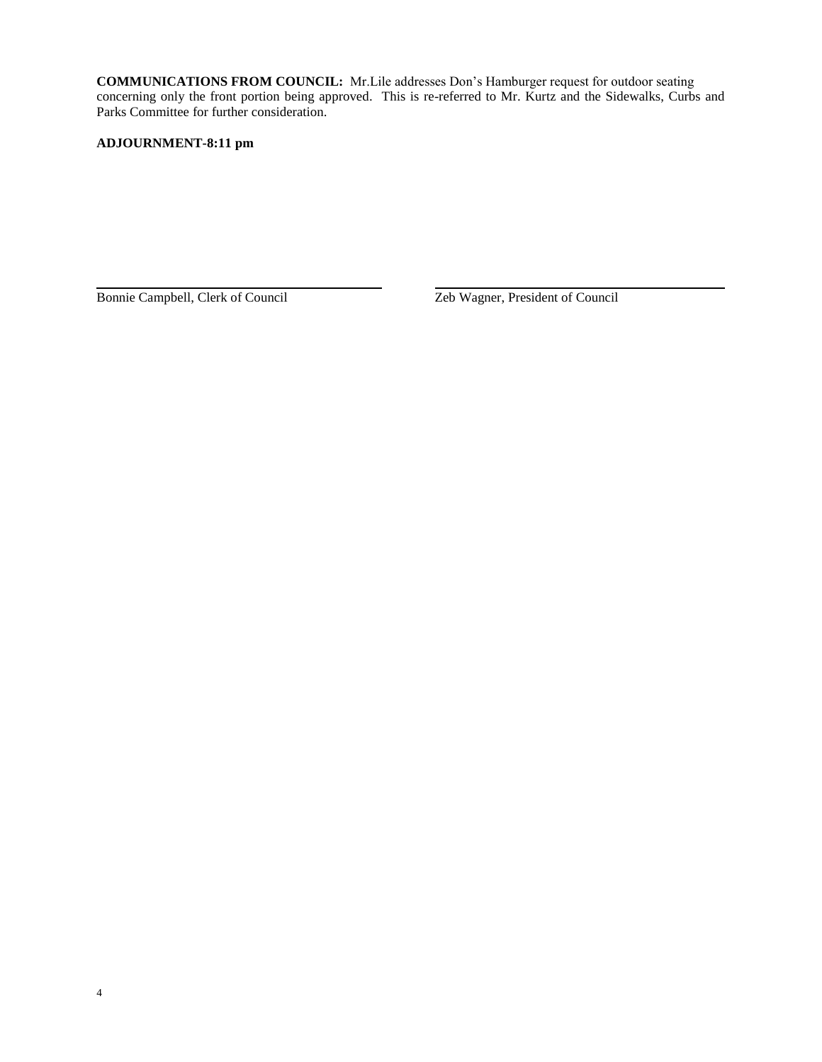**COMMUNICATIONS FROM COUNCIL:** Mr.Lile addresses Don's Hamburger request for outdoor seating concerning only the front portion being approved. This is re-referred to Mr. Kurtz and the Sidewalks, Curbs and Parks Committee for further consideration.

**ADJOURNMENT-8:11 pm**

Bonnie Campbell, Clerk of Council

Zeb Wagner, President of Council